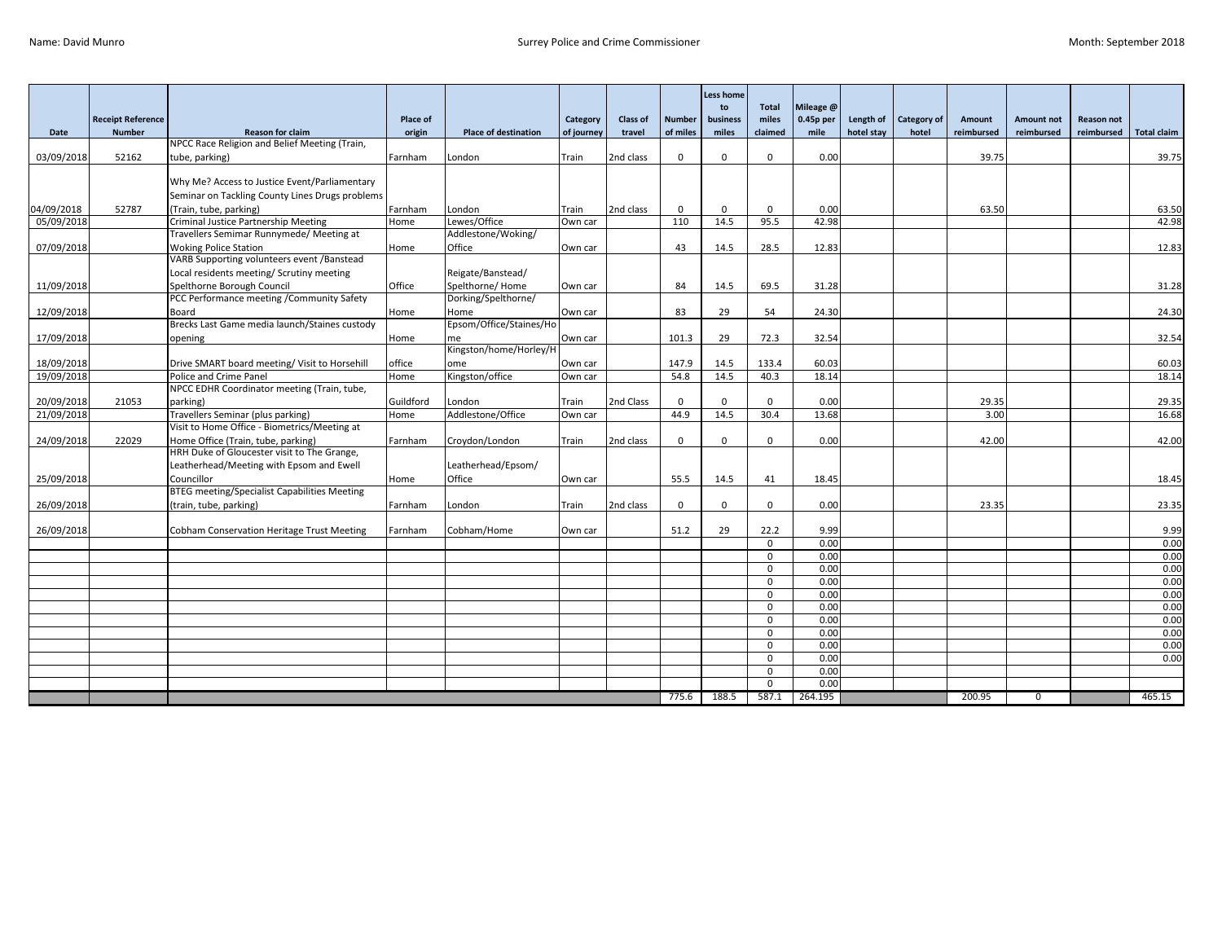Name: David Munro

Surrey Police and Crime Commissioner

Month: September 2018

| Date | Receipt Reference Number | Reason for claim | Place of origin | Place of destination | Category of journey | Class of travel | Number of miles | Less home to business miles | Total miles claimed | Mileage @ 0.45p per mile | Length of hotel stay | Category of hotel | Amount reimbursed | Amount not reimbursed | Reason not reimbursed | Total claim |
|---|---|---|---|---|---|---|---|---|---|---|---|---|---|---|---|---|
| 03/09/2018 | 52162 | NPCC Race Religion and Belief Meeting (Train, tube, parking) | Farnham | London | Train | 2nd class | 0 | 0 | 0 | 0.00 | | | 39.75 | | | 39.75 |
| 04/09/2018 | 52787 | Why Me? Access to Justice Event/Parliamentary Seminar on Tackling County Lines Drugs problems (Train, tube, parking) | Farnham | London | Train | 2nd class | 0 | 0 | 0 | 0.00 | | | 63.50 | | | 63.50 |
| 05/09/2018 | | Criminal Justice Partnership Meeting | Home | Lewes/Office | Own car | | 110 | 14.5 | 95.5 | 42.98 | | | | | | 42.98 |
| 07/09/2018 | | Travellers Semimar Runnymede/ Meeting at Woking Police Station | Home | Addlestone/Woking/ Office | Own car | | 43 | 14.5 | 28.5 | 12.83 | | | | | | 12.83 |
| 11/09/2018 | | VARB Supporting volunteers event /Banstead Local residents meeting/ Scrutiny meeting Spelthorne Borough Council | Office | Reigate/Banstead/ Spelthorne/ Home | Own car | | 84 | 14.5 | 69.5 | 31.28 | | | | | | 31.28 |
| 12/09/2018 | | PCC Performance meeting /Community Safety Board | Home | Dorking/Spelthorne/ Home | Own car | | 83 | 29 | 54 | 24.30 | | | | | | 24.30 |
| 17/09/2018 | | Brecks Last Game media launch/Staines custody opening | Home | Epsom/Office/Staines/Home | Own car | | 101.3 | 29 | 72.3 | 32.54 | | | | | | 32.54 |
| 18/09/2018 | | Drive SMART board meeting/ Visit to Horsehill | office | Kingston/home/Horley/Home | Own car | | 147.9 | 14.5 | 133.4 | 60.03 | | | | | | 60.03 |
| 19/09/2018 | | Police and Crime Panel | Home | Kingston/office | Own car | | 54.8 | 14.5 | 40.3 | 18.14 | | | | | | 18.14 |
| 20/09/2018 | 21053 | NPCC EDHR Coordinator meeting (Train, tube, parking) | Guildford | London | Train | 2nd Class | 0 | 0 | 0 | 0.00 | | | 29.35 | | | 29.35 |
| 21/09/2018 | | Travellers Seminar (plus parking) | Home | Addlestone/Office | Own car | | 44.9 | 14.5 | 30.4 | 13.68 | | | 3.00 | | | 16.68 |
| 24/09/2018 | 22029 | Visit to Home Office - Biometrics/Meeting at Home Office (Train, tube, parking) | Farnham | Croydon/London | Train | 2nd class | 0 | 0 | 0 | 0.00 | | | 42.00 | | | 42.00 |
| 25/09/2018 | | HRH Duke of Gloucester visit to The Grange, Leatherhead/Meeting with Epsom and Ewell Councillor | Home | Leatherhead/Epsom/ Office | Own car | | 55.5 | 14.5 | 41 | 18.45 | | | | | | 18.45 |
| 26/09/2018 | | BTEG meeting/Specialist Capabilities Meeting (train, tube, parking) | Farnham | London | Train | 2nd class | 0 | 0 | 0 | 0.00 | | | 23.35 | | | 23.35 |
| 26/09/2018 | | Cobham Conservation Heritage Trust Meeting | Farnham | Cobham/Home | Own car | | 51.2 | 29 | 22.2 | 9.99 | | | | | | 9.99 |
| | | | | | | | | | 0 | 0.00 | | | | | | 0.00 |
| | | | | | | | | | 0 | 0.00 | | | | | | 0.00 |
| | | | | | | | | | 0 | 0.00 | | | | | | 0.00 |
| | | | | | | | | | 0 | 0.00 | | | | | | 0.00 |
| | | | | | | | | | 0 | 0.00 | | | | | | 0.00 |
| | | | | | | | | | 0 | 0.00 | | | | | | 0.00 |
| | | | | | | | | | 0 | 0.00 | | | | | | 0.00 |
| | | | | | | | | | 0 | 0.00 | | | | | | 0.00 |
| | | | | | | | | | 0 | 0.00 | | | | | | 0.00 |
| | | | | | | | | | 0 | 0.00 | | | | | | 0.00 |
| | | | | | | | | | 0 | 0.00 | | | | | | |
| | | | | | | | | | 0 | 0.00 | | | | | | |
| | | | | | | | 775.6 | 188.5 | 587.1 | 264.195 | | | 200.95 | 0 | | 465.15 |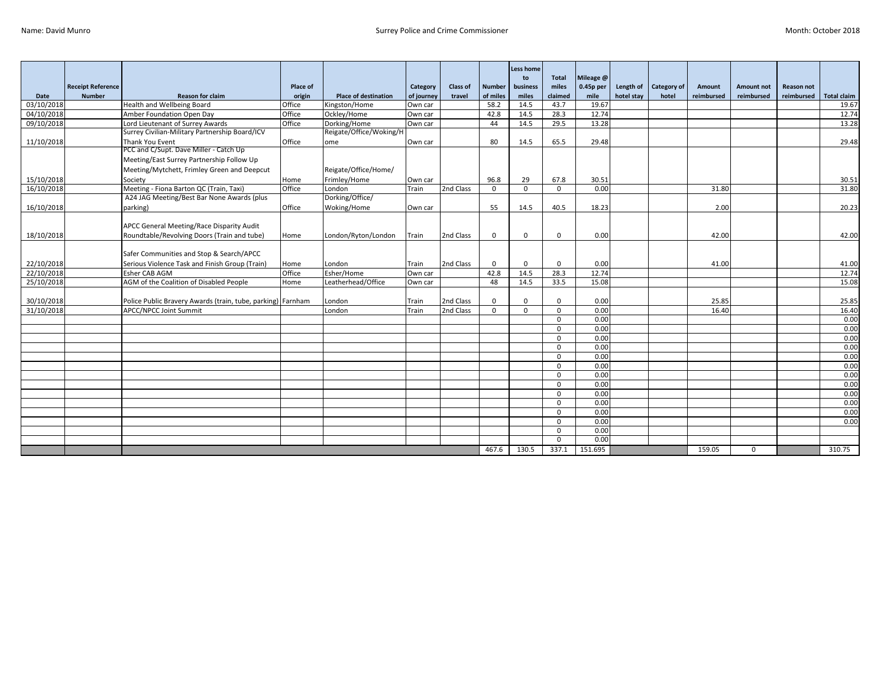Name: David Munro

Surrey Police and Crime Commissioner

Month: October 2018

| Date | Receipt Reference Number | Reason for claim | Place of origin | Place of destination | Category of journey | Class of travel | Number of miles | Less home to business miles | Total miles claimed | Mileage @ 0.45p per mile | Length of hotel stay | Category of hotel | Amount reimbursed | Amount not reimbursed | Reason not reimbursed | Total claim |
|---|---|---|---|---|---|---|---|---|---|---|---|---|---|---|---|---|
| 03/10/2018 | | Health and Wellbeing Board | Office | Kingston/Home | Own car | | 58.2 | 14.5 | 43.7 | 19.67 | | | | | | 19.67 |
| 04/10/2018 | | Amber Foundation Open Day | Office | Ockley/Home | Own car | | 42.8 | 14.5 | 28.3 | 12.74 | | | | | | 12.74 |
| 09/10/2018 | | Lord Lieutenant of Surrey Awards | Office | Dorking/Home | Own car | | 44 | 14.5 | 29.5 | 13.28 | | | | | | 13.28 |
| 11/10/2018 | | Surrey Civilian-Military Partnership Board/ICV Thank You Event | Office | Reigate/Office/Woking/Home | Own car | | 80 | 14.5 | 65.5 | 29.48 | | | | | | 29.48 |
| 15/10/2018 | | PCC and C/Supt. Dave Miller - Catch Up Meeting/East Surrey Partnership Follow Up Meeting/Mytchett, Frimley Green and Deepcut Society | Home | Reigate/Office/Home/ Frimley/Home | Own car | | 96.8 | 29 | 67.8 | 30.51 | | | | | | 30.51 |
| 16/10/2018 | | Meeting - Fiona Barton QC (Train, Taxi) | Office | London | Train | 2nd Class | 0 | 0 | 0 | 0.00 | | | 31.80 | | | 31.80 |
| 16/10/2018 | | A24 JAG Meeting/Best Bar None Awards (plus parking) | Office | Dorking/Office/ Woking/Home | Own car | | 55 | 14.5 | 40.5 | 18.23 | | | 2.00 | | | 20.23 |
| 18/10/2018 | | APCC General Meeting/Race Disparity Audit Roundtable/Revolving Doors (Train and tube) | Home | London/Ryton/London | Train | 2nd Class | 0 | 0 | 0 | 0.00 | | | 42.00 | | | 42.00 |
| 22/10/2018 | | Safer Communities and Stop & Search/APCC Serious Violence Task and Finish Group (Train) | Home | London | Train | 2nd Class | 0 | 0 | 0 | 0.00 | | | 41.00 | | | 41.00 |
| 22/10/2018 | | Esher CAB AGM | Office | Esher/Home | Own car | | 42.8 | 14.5 | 28.3 | 12.74 | | | | | | 12.74 |
| 25/10/2018 | | AGM of the Coalition of Disabled People | Home | Leatherhead/Office | Own car | | 48 | 14.5 | 33.5 | 15.08 | | | | | | 15.08 |
| 30/10/2018 | | Police Public Bravery Awards (train, tube, parking) | Farnham | London | Train | 2nd Class | 0 | 0 | 0 | 0.00 | | | 25.85 | | | 25.85 |
| 31/10/2018 | | APCC/NPCC Joint Summit | | London | Train | 2nd Class | 0 | 0 | 0 | 0.00 | | | 16.40 | | | 16.40 |
| | | | | | | | | | 0 | 0.00 | | | | | | 0.00 |
| | | | | | | | | | 0 | 0.00 | | | | | | 0.00 |
| | | | | | | | | | 0 | 0.00 | | | | | | 0.00 |
| | | | | | | | | | 0 | 0.00 | | | | | | 0.00 |
| | | | | | | | | | 0 | 0.00 | | | | | | 0.00 |
| | | | | | | | | | 0 | 0.00 | | | | | | 0.00 |
| | | | | | | | | | 0 | 0.00 | | | | | | 0.00 |
| | | | | | | | | | 0 | 0.00 | | | | | | 0.00 |
| | | | | | | | | | 0 | 0.00 | | | | | | 0.00 |
| | | | | | | | | | 0 | 0.00 | | | | | | 0.00 |
| | | | | | | | | | 0 | 0.00 | | | | | | 0.00 |
| | | | | | | | | | 0 | 0.00 | | | | | | 0.00 |
| | | | | | | | | | 0 | 0.00 | | | | | | |
| | | | | | | | | | 0 | 0.00 | | | | | | |
| | | | | | | | 467.6 | 130.5 | 337.1 | 151.695 | | | 159.05 | 0 | | 310.75 |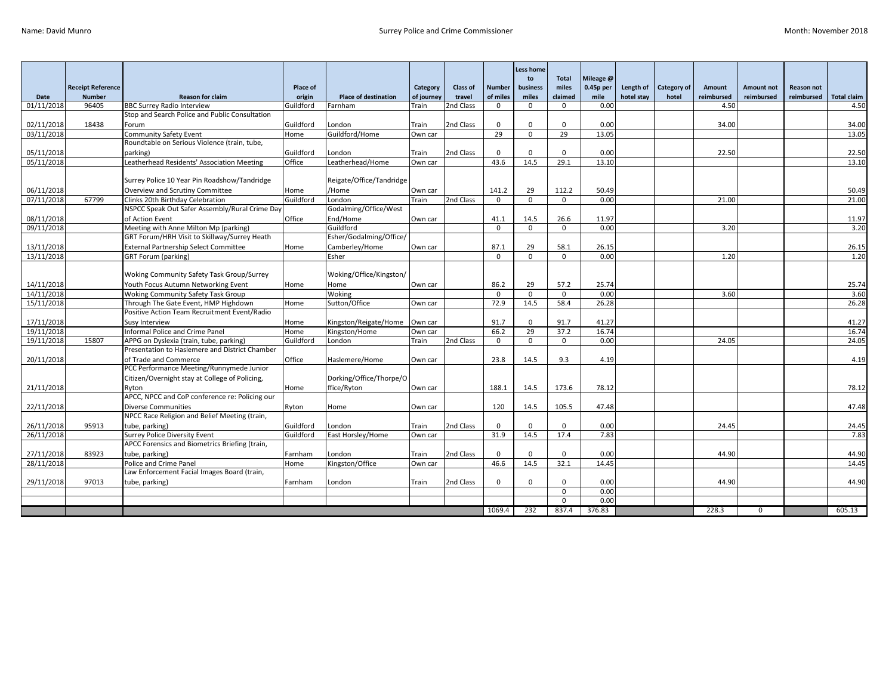Name: David Munro

Surrey Police and Crime Commissioner

Month: November 2018

| Date | Receipt Reference Number | Reason for claim | Place of origin | Place of destination | Category of journey | Class of travel | Number of miles | Less home to business miles | Total miles claimed | Mileage @ 0.45p per mile | Length of hotel stay | Category of hotel | Amount reimbursed | Amount not reimbursed | Reason not reimbursed | Total claim |
|---|---|---|---|---|---|---|---|---|---|---|---|---|---|---|---|---|
| 01/11/2018 | 96405 | BBC Surrey Radio Interview | Guildford | Farnham | Train | 2nd Class | 0 | 0 | 0 | 0.00 | | | 4.50 | | | 4.50 |
| 02/11/2018 | 18438 | Stop and Search Police and Public Consultation Forum | Guildford | London | Train | 2nd Class | 0 | 0 | 0 | 0.00 | | | 34.00 | | | 34.00 |
| 03/11/2018 | | Community Safety Event | Home | Guildford/Home | Own car | | 29 | 0 | 29 | 13.05 | | | | | | 13.05 |
| 05/11/2018 | | Roundtable on Serious Violence (train, tube, parking) | Guildford | London | Train | 2nd Class | 0 | 0 | 0 | 0.00 | | | 22.50 | | | 22.50 |
| 05/11/2018 | | Leatherhead Residents' Association Meeting | Office | Leatherhead/Home | Own car | | 43.6 | 14.5 | 29.1 | 13.10 | | | | | | 13.10 |
| 06/11/2018 | | Surrey Police 10 Year Pin Roadshow/Tandridge Overview and Scrutiny Committee | Home | Reigate/Office/Tandridge/Home | Own car | | 141.2 | 29 | 112.2 | 50.49 | | | | | | 50.49 |
| 07/11/2018 | 67799 | Clinks 20th Birthday Celebration | Guildford | London | Train | 2nd Class | 0 | 0 | 0 | 0.00 | | | 21.00 | | | 21.00 |
| 08/11/2018 | | NSPCC Speak Out Safer Assembly/Rural Crime Day of Action Event | Office | Godalming/Office/West End/Home | Own car | | 41.1 | 14.5 | 26.6 | 11.97 | | | | | | 11.97 |
| 09/11/2018 | | Meeting with Anne Milton Mp (parking) | | Guildford | | | 0 | 0 | 0 | 0.00 | | | 3.20 | | | 3.20 |
| 13/11/2018 | | GRT Forum/HRH Visit to Skillway/Surrey Heath External Partnership Select Committee | Home | Esher/Godalming/Office/Camberley/Home | Own car | | 87.1 | 29 | 58.1 | 26.15 | | | | | | 26.15 |
| 13/11/2018 | | GRT Forum (parking) | | Esher | | | 0 | 0 | 0 | 0.00 | | | 1.20 | | | 1.20 |
| 14/11/2018 | | Woking Community Safety Task Group/Surrey Youth Focus Autumn Networking Event | Home | Woking/Office/Kingston/Home | Own car | | 86.2 | 29 | 57.2 | 25.74 | | | | | | 25.74 |
| 14/11/2018 | | Woking Community Safety Task Group | | Woking | | | 0 | 0 | 0 | 0.00 | | | 3.60 | | | 3.60 |
| 15/11/2018 | | Through The Gate Event, HMP Highdown | Home | Sutton/Office | Own car | | 72.9 | 14.5 | 58.4 | 26.28 | | | | | | 26.28 |
| 17/11/2018 | | Positive Action Team Recruitment Event/Radio Susy Interview | Home | Kingston/Reigate/Home | Own car | | 91.7 | 0 | 91.7 | 41.27 | | | | | | 41.27 |
| 19/11/2018 | | Informal Police and Crime Panel | Home | Kingston/Home | Own car | | 66.2 | 29 | 37.2 | 16.74 | | | | | | 16.74 |
| 19/11/2018 | 15807 | APPG on Dyslexia (train, tube, parking) | Guildford | London | Train | 2nd Class | 0 | 0 | 0 | 0.00 | | | 24.05 | | | 24.05 |
| 20/11/2018 | | Presentation to Haslemere and District Chamber of Trade and Commerce | Office | Haslemere/Home | Own car | | 23.8 | 14.5 | 9.3 | 4.19 | | | | | | 4.19 |
| 21/11/2018 | | PCC Performance Meeting/Runnymede Junior Citizen/Overnight stay at College of Policing, Ryton | Home | Dorking/Office/Thorpe/Office/Ryton | Own car | | 188.1 | 14.5 | 173.6 | 78.12 | | | | | | 78.12 |
| 22/11/2018 | | APCC, NPCC and CoP conference re: Policing our Diverse Communities | Ryton | Home | Own car | | 120 | 14.5 | 105.5 | 47.48 | | | | | | 47.48 |
| 26/11/2018 | 95913 | NPCC Race Religion and Belief Meeting (train, tube, parking) | Guildford | London | Train | 2nd Class | 0 | 0 | 0 | 0.00 | | | 24.45 | | | 24.45 |
| 26/11/2018 | | Surrey Police Diversity Event | Guildford | East Horsley/Home | Own car | | 31.9 | 14.5 | 17.4 | 7.83 | | | | | | 7.83 |
| 27/11/2018 | 83923 | APCC Forensics and Biometrics Briefing (train, tube, parking) | Farnham | London | Train | 2nd Class | 0 | 0 | 0 | 0.00 | | | 44.90 | | | 44.90 |
| 28/11/2018 | | Police and Crime Panel | Home | Kingston/Office | Own car | | 46.6 | 14.5 | 32.1 | 14.45 | | | | | | 14.45 |
| 29/11/2018 | 97013 | Law Enforcement Facial Images Board (train, tube, parking) | Farnham | London | Train | 2nd Class | 0 | 0 | 0 | 0.00 | | | 44.90 | | | 44.90 |
| | | | | | | | | | 0 | 0.00 | | | | | | |
| | | | | | | | | | 0 | 0.00 | | | | | | |
| | | | | | | | 1069.4 | 232 | 837.4 | 376.83 | | | 228.3 | 0 | | 605.13 |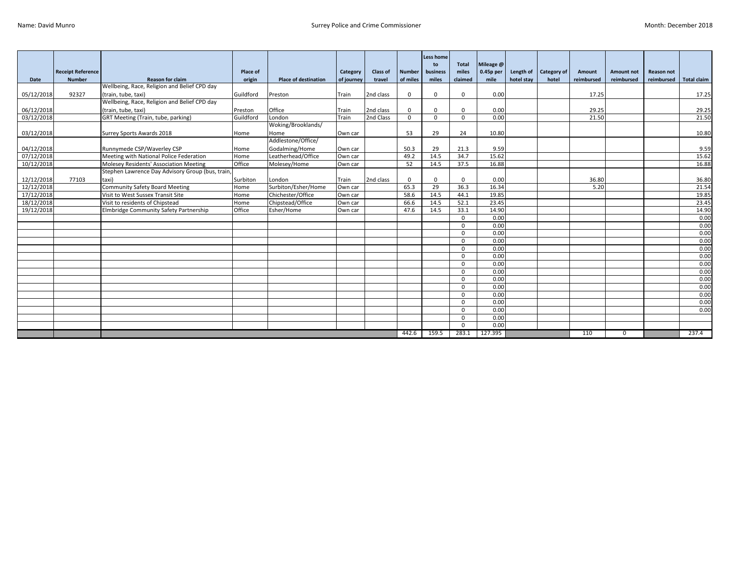Name: David Munro

Surrey Police and Crime Commissioner

Month: December 2018

| Date | Receipt Reference Number | Reason for claim | Place of origin | Place of destination | Category of journey | Class of travel | Number of miles | Less home to business miles | Total miles claimed | Mileage @ 0.45p per mile | Length of hotel stay | Category of hotel | Amount reimbursed | Amount not reimbursed | Reason not reimbursed | Total claim |
|---|---|---|---|---|---|---|---|---|---|---|---|---|---|---|---|---|
| 05/12/2018 | 92327 | Wellbeing, Race, Religion and Belief CPD day (train, tube, taxi) | Guildford | Preston | Train | 2nd class | 0 | 0 | 0 | 0.00 | | | 17.25 | | | 17.25 |
| 06/12/2018 | | Wellbeing, Race, Religion and Belief CPD day (train, tube, taxi) | Preston | Office | Train | 2nd class | 0 | 0 | 0 | 0.00 | | | 29.25 | | | 29.25 |
| 03/12/2018 | | GRT Meeting (Train, tube, parking) | Guildford | London | Train | 2nd Class | 0 | 0 | 0 | 0.00 | | | 21.50 | | | 21.50 |
| 03/12/2018 | | Surrey Sports Awards 2018 | Home | Woking/Brooklands/ Home | Own car | | 53 | 29 | 24 | 10.80 | | | | | | 10.80 |
| 04/12/2018 | | Runnymede CSP/Waverley CSP | Home | Addlestone/Office/ Godalming/Home | Own car | | 50.3 | 29 | 21.3 | 9.59 | | | | | | 9.59 |
| 07/12/2018 | | Meeting with National Police Federation | Home | Leatherhead/Office | Own car | | 49.2 | 14.5 | 34.7 | 15.62 | | | | | | 15.62 |
| 10/12/2018 | | Molesey Residents' Association Meeting | Office | Molesey/Home | Own car | | 52 | 14.5 | 37.5 | 16.88 | | | | | | 16.88 |
| 12/12/2018 | 77103 | Stephen Lawrence Day Advisory Group (bus, train, taxi) | Surbiton | London | Train | 2nd class | 0 | 0 | 0 | 0.00 | | | 36.80 | | | 36.80 |
| 12/12/2018 | | Community Safety Board Meeting | Home | Surbiton/Esher/Home | Own car | | 65.3 | 29 | 36.3 | 16.34 | | | 5.20 | | | 21.54 |
| 17/12/2018 | | Visit to West Sussex Transit Site | Home | Chichester/Office | Own car | | 58.6 | 14.5 | 44.1 | 19.85 | | | | | | 19.85 |
| 18/12/2018 | | Visit to residents of Chipstead | Home | Chipstead/Office | Own car | | 66.6 | 14.5 | 52.1 | 23.45 | | | | | | 23.45 |
| 19/12/2018 | | Elmbridge Community Safety Partnership | Office | Esher/Home | Own car | | 47.6 | 14.5 | 33.1 | 14.90 | | | | | | 14.90 |
| | | | | | | | | | 0 | 0.00 | | | | | | 0.00 |
| | | | | | | | | | 0 | 0.00 | | | | | | 0.00 |
| | | | | | | | | | 0 | 0.00 | | | | | | 0.00 |
| | | | | | | | | | 0 | 0.00 | | | | | | 0.00 |
| | | | | | | | | | 0 | 0.00 | | | | | | 0.00 |
| | | | | | | | | | 0 | 0.00 | | | | | | 0.00 |
| | | | | | | | | | 0 | 0.00 | | | | | | 0.00 |
| | | | | | | | | | 0 | 0.00 | | | | | | 0.00 |
| | | | | | | | | | 0 | 0.00 | | | | | | 0.00 |
| | | | | | | | | | 0 | 0.00 | | | | | | 0.00 |
| | | | | | | | | | 0 | 0.00 | | | | | | 0.00 |
| | | | | | | | | | 0 | 0.00 | | | | | | 0.00 |
| | | | | | | | | | 0 | 0.00 | | | | | | 0.00 |
| | | | | | | | | | 0 | 0.00 | | | | | | |
| | | | | | | | | | 0 | 0.00 | | | | | | |
| | | | | | | | 442.6 | 159.5 | 283.1 | 127.395 | | | 110 | 0 | | 237.4 |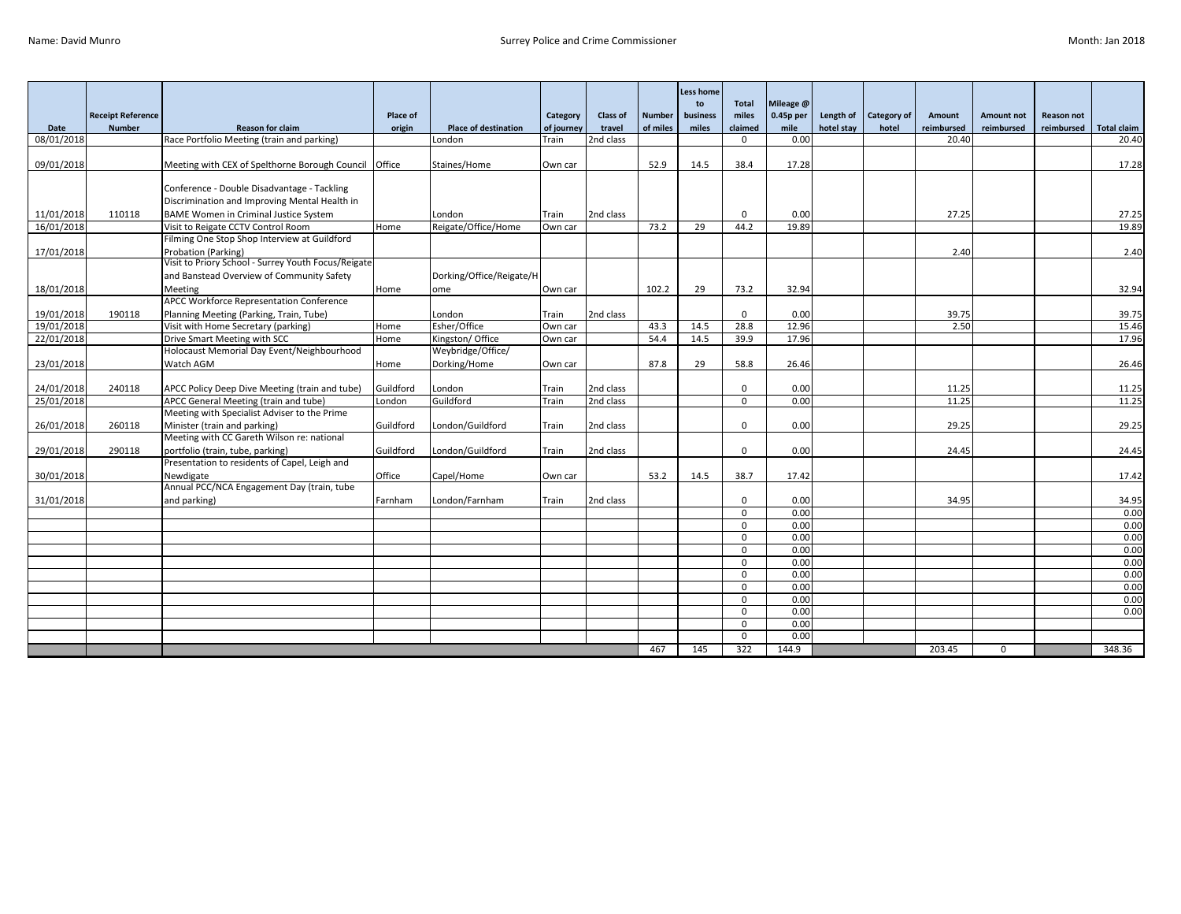Name: David Munro

Surrey Police and Crime Commissioner

Month: Jan 2018

| Date | Receipt Reference Number | Reason for claim | Place of origin | Place of destination | Category of journey | Class of travel | Number of miles | Less home to business miles | Total miles claimed | Mileage @ 0.45p per mile | Length of hotel stay | Category of hotel | Amount reimbursed | Amount not reimbursed | Reason not reimbursed | Total claim |
|---|---|---|---|---|---|---|---|---|---|---|---|---|---|---|---|---|
| 08/01/2018 | | Race Portfolio Meeting (train and parking) | | London | Train | 2nd class | | | 0 | 0.00 | | | 20.40 | | | 20.40 |
| 09/01/2018 | | Meeting with CEX of Spelthorne Borough Council | Office | Staines/Home | Own car | | 52.9 | 14.5 | 38.4 | 17.28 | | | | | | 17.28 |
| 11/01/2018 | 110118 | Conference - Double Disadvantage - Tackling Discrimination and Improving Mental Health in BAME Women in Criminal Justice System | | London | Train | 2nd class | | | 0 | 0.00 | | | 27.25 | | | 27.25 |
| 16/01/2018 | | Visit to Reigate CCTV Control Room | Home | Reigate/Office/Home | Own car | | 73.2 | 29 | 44.2 | 19.89 | | | | | | 19.89 |
| 17/01/2018 | | Filming One Stop Shop Interview at Guildford Probation (Parking) | | | | | | | | | | | 2.40 | | | 2.40 |
| 18/01/2018 | | Visit to Priory School - Surrey Youth Focus/Reigate and Banstead Overview of Community Safety Meeting | Home | Dorking/Office/Reigate/Home | Own car | | 102.2 | 29 | 73.2 | 32.94 | | | | | | 32.94 |
| 19/01/2018 | 190118 | APCC Workforce Representation Conference Planning Meeting (Parking, Train, Tube) | | London | Train | 2nd class | | | 0 | 0.00 | | | 39.75 | | | 39.75 |
| 19/01/2018 | | Visit with Home Secretary (parking) | Home | Esher/Office | Own car | | 43.3 | 14.5 | 28.8 | 12.96 | | | 2.50 | | | 15.46 |
| 22/01/2018 | | Drive Smart Meeting with SCC | Home | Kingston/ Office | Own car | | 54.4 | 14.5 | 39.9 | 17.96 | | | | | | 17.96 |
| 23/01/2018 | | Holocaust Memorial Day Event/Neighbourhood Watch AGM | Home | Weybridge/Office/ Dorking/Home | Own car | | 87.8 | 29 | 58.8 | 26.46 | | | | | | 26.46 |
| 24/01/2018 | 240118 | APCC Policy Deep Dive Meeting (train and tube) | Guildford | London | Train | 2nd class | | | 0 | 0.00 | | | 11.25 | | | 11.25 |
| 25/01/2018 | | APCC General Meeting (train and tube) | London | Guildford | Train | 2nd class | | | 0 | 0.00 | | | 11.25 | | | 11.25 |
| 26/01/2018 | 260118 | Meeting with Specialist Adviser to the Prime Minister (train and parking) | Guildford | London/Guildford | Train | 2nd class | | | 0 | 0.00 | | | 29.25 | | | 29.25 |
| 29/01/2018 | 290118 | Meeting with CC Gareth Wilson re: national portfolio (train, tube, parking) | Guildford | London/Guildford | Train | 2nd class | | | 0 | 0.00 | | | 24.45 | | | 24.45 |
| 30/01/2018 | | Presentation to residents of Capel, Leigh and Newdigate | Office | Capel/Home | Own car | | 53.2 | 14.5 | 38.7 | 17.42 | | | | | | 17.42 |
| 31/01/2018 | | Annual PCC/NCA Engagement Day (train, tube and parking) | Farnham | London/Farnham | Train | 2nd class | | | 0 | 0.00 | | | 34.95 | | | 34.95 |
| | | | | | | | | | 0 | 0.00 | | | | | | 0.00 |
| | | | | | | | | | 0 | 0.00 | | | | | | 0.00 |
| | | | | | | | | | 0 | 0.00 | | | | | | 0.00 |
| | | | | | | | | | 0 | 0.00 | | | | | | 0.00 |
| | | | | | | | | | 0 | 0.00 | | | | | | 0.00 |
| | | | | | | | | | 0 | 0.00 | | | | | | 0.00 |
| | | | | | | | | | 0 | 0.00 | | | | | | 0.00 |
| | | | | | | | | | 0 | 0.00 | | | | | | 0.00 |
| | | | | | | | | | 0 | 0.00 | | | | | | 0.00 |
| | | | | | | | | | 0 | 0.00 | | | | | | |
| | | | | | | | | | 0 | 0.00 | | | | | | |
| | | | | | | | 467 | 145 | 322 | 144.9 | | | 203.45 | 0 | | 348.36 |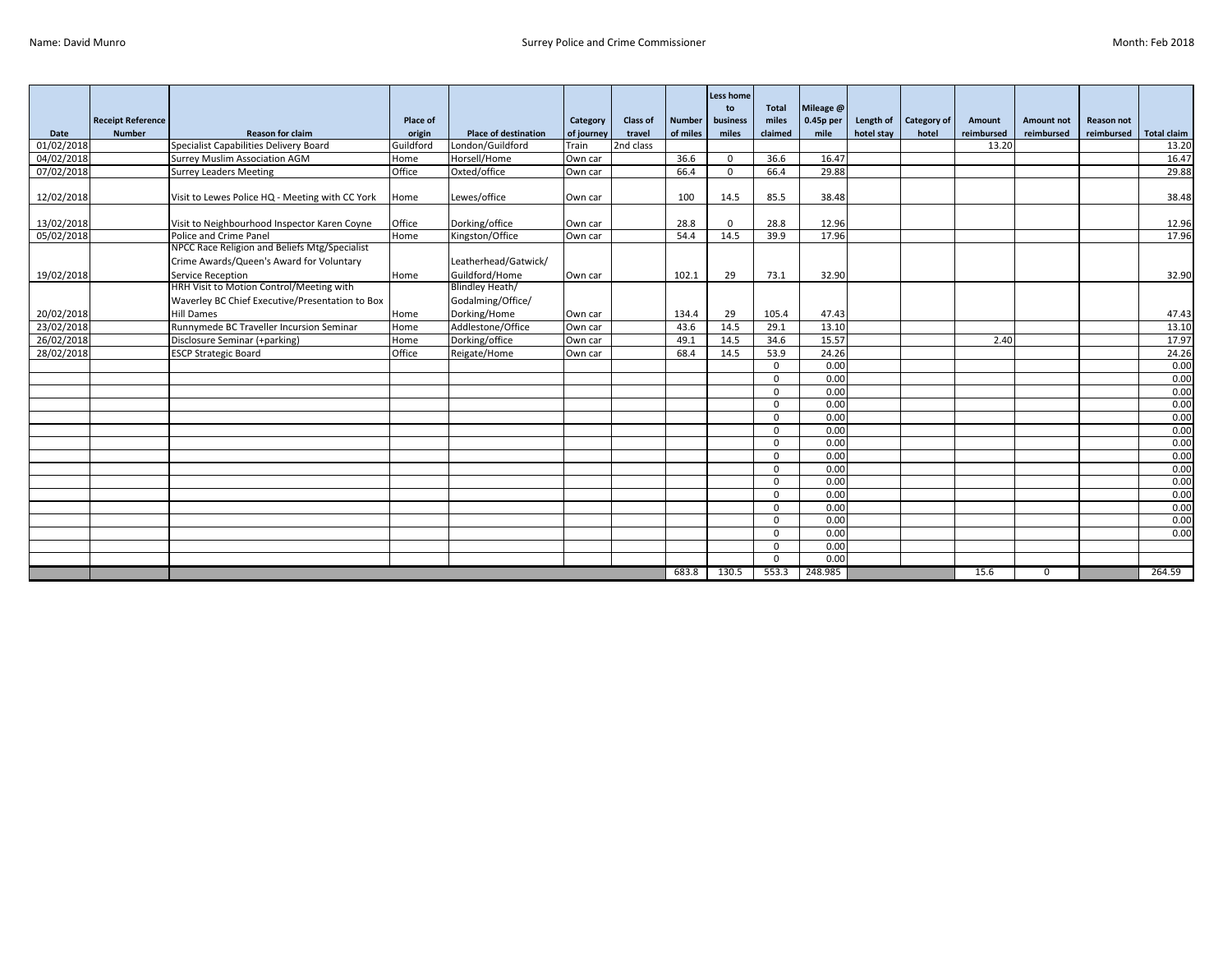Name: David Munro | Surrey Police and Crime Commissioner | Month: Feb 2018

| Date | Receipt Reference Number | Reason for claim | Place of origin | Place of destination | Category of journey | Class of travel | Number of miles | Less home to business miles | Total miles claimed | Mileage @ 0.45p per mile | Length of hotel stay | Category of hotel | Amount reimbursed | Amount not reimbursed | Reason not reimbursed | Total claim |
|---|---|---|---|---|---|---|---|---|---|---|---|---|---|---|---|---|
| 01/02/2018 | | Specialist Capabilities Delivery Board | Guildford | London/Guildford | Train | 2nd class | | | | | | | 13.20 | | | 13.20 |
| 04/02/2018 | | Surrey Muslim Association AGM | Home | Horsell/Home | Own car | | 36.6 | 0 | 36.6 | 16.47 | | | | | | 16.47 |
| 07/02/2018 | | Surrey Leaders Meeting | Office | Oxted/office | Own car | | 66.4 | 0 | 66.4 | 29.88 | | | | | | 29.88 |
| 12/02/2018 | | Visit to Lewes Police HQ - Meeting with CC York | Home | Lewes/office | Own car | | 100 | 14.5 | 85.5 | 38.48 | | | | | | 38.48 |
| 13/02/2018 | | Visit to Neighbourhood Inspector Karen Coyne | Office | Dorking/office | Own car | | 28.8 | 0 | 28.8 | 12.96 | | | | | | 12.96 |
| 05/02/2018 | | Police and Crime Panel | Home | Kingston/Office | Own car | | 54.4 | 14.5 | 39.9 | 17.96 | | | | | | 17.96 |
| 19/02/2018 | | NPCC Race Religion and Beliefs Mtg/Specialist Crime Awards/Queen's Award for Voluntary Service Reception | Home | Leatherhead/Gatwick/ Guildford/Home | Own car | | 102.1 | 29 | 73.1 | 32.90 | | | | | | 32.90 |
| 20/02/2018 | | HRH Visit to Motion Control/Meeting with Waverley BC Chief Executive/Presentation to Box Hill Dames | Home | Blindley Heath/ Godalming/Office/ Dorking/Home | Own car | | 134.4 | 29 | 105.4 | 47.43 | | | | | | 47.43 |
| 23/02/2018 | | Runnymede BC Traveller Incursion Seminar | Home | Addlestone/Office | Own car | | 43.6 | 14.5 | 29.1 | 13.10 | | | | | | 13.10 |
| 26/02/2018 | | Disclosure Seminar (+parking) | Home | Dorking/office | Own car | | 49.1 | 14.5 | 34.6 | 15.57 | | | 2.40 | | | 17.97 |
| 28/02/2018 | | ESCP Strategic Board | Office | Reigate/Home | Own car | | 68.4 | 14.5 | 53.9 | 24.26 | | | | | | 24.26 |
| | | | | | | | | | 0 | 0.00 | | | | | | 0.00 |
| | | | | | | | | | 0 | 0.00 | | | | | | 0.00 |
| | | | | | | | | | 0 | 0.00 | | | | | | 0.00 |
| | | | | | | | | | 0 | 0.00 | | | | | | 0.00 |
| | | | | | | | | | 0 | 0.00 | | | | | | 0.00 |
| | | | | | | | | | 0 | 0.00 | | | | | | 0.00 |
| | | | | | | | | | 0 | 0.00 | | | | | | 0.00 |
| | | | | | | | | | 0 | 0.00 | | | | | | 0.00 |
| | | | | | | | | | 0 | 0.00 | | | | | | 0.00 |
| | | | | | | | | | 0 | 0.00 | | | | | | 0.00 |
| | | | | | | | | | 0 | 0.00 | | | | | | 0.00 |
| | | | | | | | | | 0 | 0.00 | | | | | | 0.00 |
| | | | | | | | | | 0 | 0.00 | | | | | | 0.00 |
| | | | | | | | | | 0 | 0.00 | | | | | | 0.00 |
| | | | | | | | | | 0 | 0.00 | | | | | | 0.00 |
| | | | | | | | | | 0 | 0.00 | | | | | | 0.00 |
| | | | | | | | | | 0 | 0.00 | | | | | | |
| | | | | | | | | | 0 | 0.00 | | | | | | |
| | | | | | | | 683.8 | 130.5 | 553.3 | 248.985 | | | 15.6 | 0 | | 264.59 |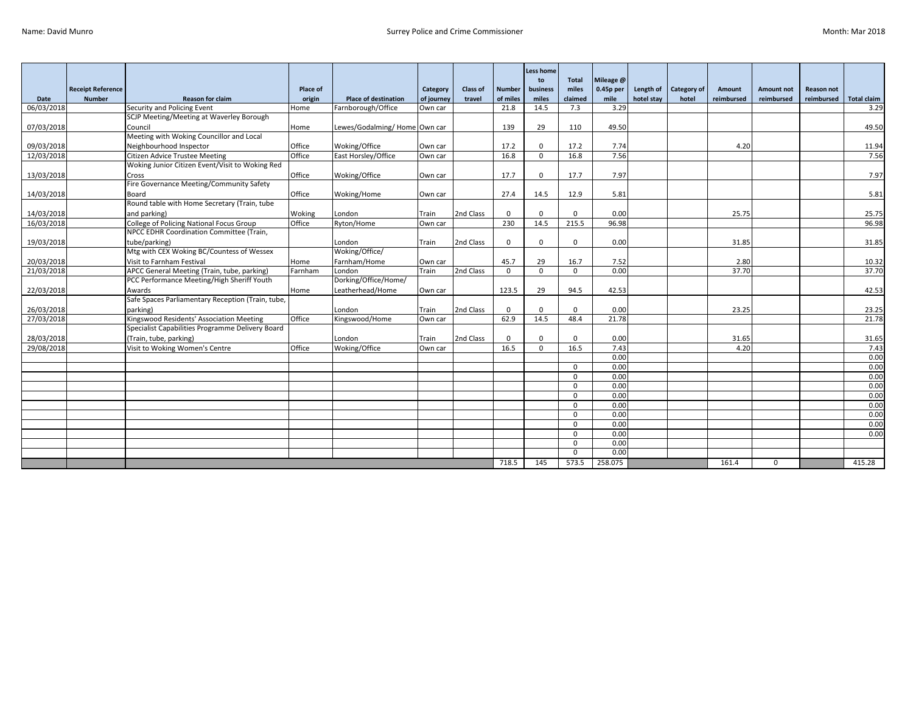Name: David Munro

Surrey Police and Crime Commissioner

Month: Mar 2018

| Date | Receipt Reference Number | Reason for claim | Place of origin | Place of destination | Category of journey | Class of travel | Number of miles | Less home to business miles | Total miles claimed | Mileage @ 0.45p per mile | Length of hotel stay | Category of hotel | Amount reimbursed | Amount not reimbursed | Reason not reimbursed | Total claim |
|---|---|---|---|---|---|---|---|---|---|---|---|---|---|---|---|---|
| 06/03/2018 | | Security and Policing Event | Home | Farnborough/Office | Own car | | 21.8 | 14.5 | 7.3 | 3.29 | | | | | | 3.29 |
| 07/03/2018 | | SCJP Meeting/Meeting at Waverley Borough Council | Home | Lewes/Godalming/ Home | Own car | | 139 | 29 | 110 | 49.50 | | | | | | 49.50 |
| 09/03/2018 | | Meeting with Woking Councillor and Local Neighbourhood Inspector | Office | Woking/Office | Own car | | 17.2 | 0 | 17.2 | 7.74 | | | 4.20 | | | 11.94 |
| 12/03/2018 | | Citizen Advice Trustee Meeting | Office | East Horsley/Office | Own car | | 16.8 | 0 | 16.8 | 7.56 | | | | | | 7.56 |
| 13/03/2018 | | Woking Junior Citizen Event/Visit to Woking Red Cross | Office | Woking/Office | Own car | | 17.7 | 0 | 17.7 | 7.97 | | | | | | 7.97 |
| 14/03/2018 | | Fire Governance Meeting/Community Safety Board | Office | Woking/Home | Own car | | 27.4 | 14.5 | 12.9 | 5.81 | | | | | | 5.81 |
| 14/03/2018 | | Round table with Home Secretary (Train, tube and parking) | Woking | London | Train | 2nd Class | 0 | 0 | 0 | 0.00 | | | 25.75 | | | 25.75 |
| 16/03/2018 | | College of Policing National Focus Group | Office | Ryton/Home | Own car | | 230 | 14.5 | 215.5 | 96.98 | | | | | | 96.98 |
| 19/03/2018 | | NPCC EDHR Coordination Committee (Train, tube/parking) | | London | Train | 2nd Class | 0 | 0 | 0 | 0.00 | | | 31.85 | | | 31.85 |
| 20/03/2018 | | Mtg with CEX Woking BC/Countess of Wessex Visit to Farnham Festival | Home | Woking/Office/ Farnham/Home | Own car | | 45.7 | 29 | 16.7 | 7.52 | | | 2.80 | | | 10.32 |
| 21/03/2018 | | APCC General Meeting (Train, tube, parking) | Farnham | London | Train | 2nd Class | 0 | 0 | 0 | 0.00 | | | 37.70 | | | 37.70 |
| 22/03/2018 | | PCC Performance Meeting/High Sheriff Youth Awards | Home | Dorking/Office/Home/ Leatherhead/Home | Own car | | 123.5 | 29 | 94.5 | 42.53 | | | | | | 42.53 |
| 26/03/2018 | | Safe Spaces Parliamentary Reception (Train, tube, parking) | | London | Train | 2nd Class | 0 | 0 | 0 | 0.00 | | | 23.25 | | | 23.25 |
| 27/03/2018 | | Kingswood Residents' Association Meeting | Office | Kingswood/Home | Own car | | 62.9 | 14.5 | 48.4 | 21.78 | | | | | | 21.78 |
| 28/03/2018 | | Specialist Capabilities Programme Delivery Board (Train, tube, parking) | | London | Train | 2nd Class | 0 | 0 | 0 | 0.00 | | | 31.65 | | | 31.65 |
| 29/08/2018 | | Visit to Woking Women's Centre | Office | Woking/Office | Own car | | 16.5 | 0 | 16.5 | 7.43 | | | 4.20 | | | 7.43 |
| | | | | | | | | | | 0.00 | | | | | | 0.00 |
| | | | | | | | | | 0 | 0.00 | | | | | | 0.00 |
| | | | | | | | | | 0 | 0.00 | | | | | | 0.00 |
| | | | | | | | | | 0 | 0.00 | | | | | | 0.00 |
| | | | | | | | | | 0 | 0.00 | | | | | | 0.00 |
| | | | | | | | | | 0 | 0.00 | | | | | | 0.00 |
| | | | | | | | | | 0 | 0.00 | | | | | | 0.00 |
| | | | | | | | | | 0 | 0.00 | | | | | | 0.00 |
| | | | | | | | | | 0 | 0.00 | | | | | | 0.00 |
| | | | | | | | | | 0 | 0.00 | | | | | | |
| | | | | | | | | | 0 | 0.00 | | | | | | |
| | | | | | | | 718.5 | 145 | 573.5 | 258.075 | | | 161.4 | 0 | | 415.28 |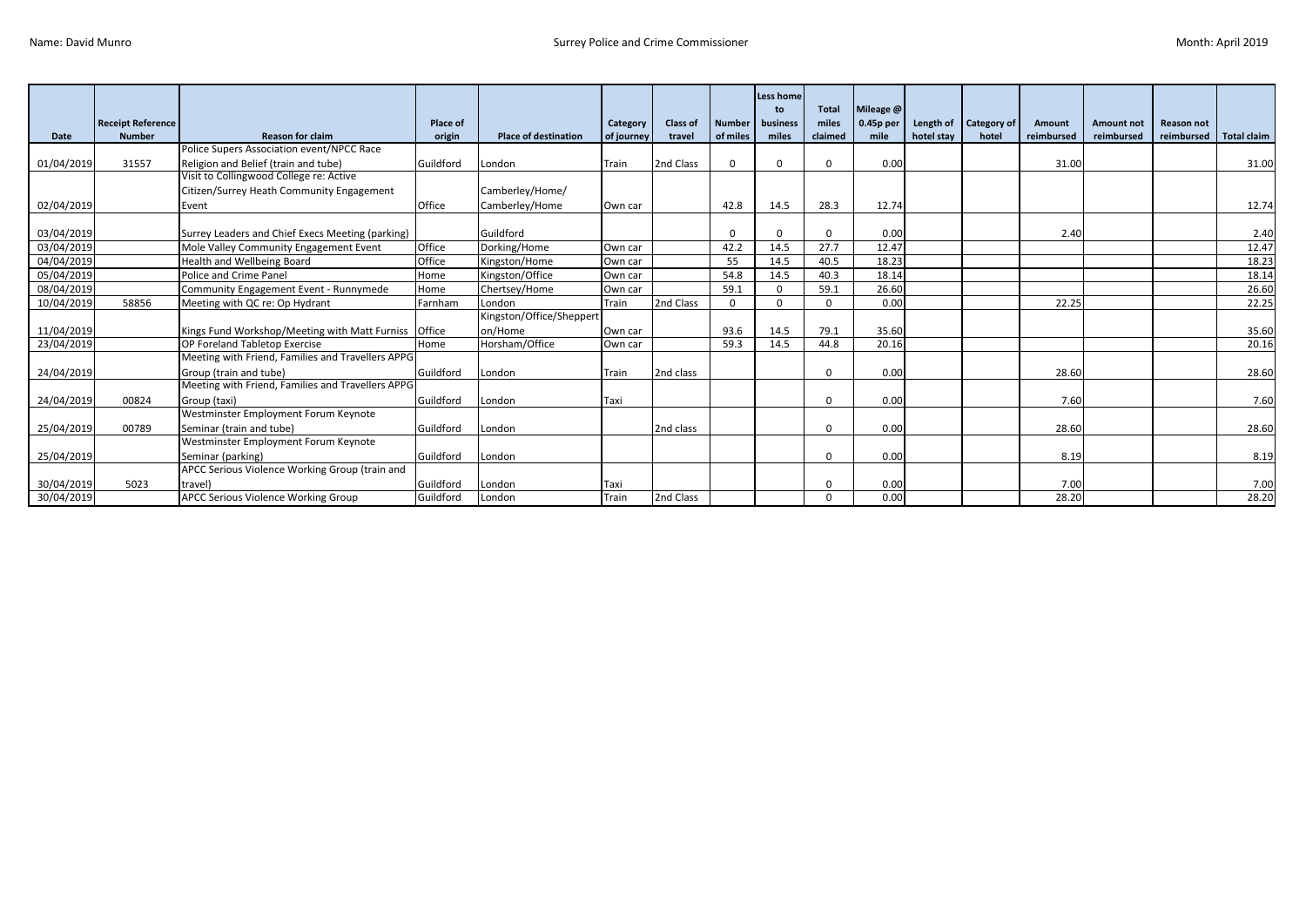Name: David Munro

Surrey Police and Crime Commissioner

Month: April 2019

| Date | Receipt Reference Number | Reason for claim | Place of origin | Place of destination | Category of journey | Class of travel | Number of miles | Less home to business miles | Total miles claimed | Mileage @ 0.45p per mile | Length of hotel stay | Category of hotel | Amount reimbursed | Amount not reimbursed | Reason not reimbursed | Total claim |
|---|---|---|---|---|---|---|---|---|---|---|---|---|---|---|---|---|
| 01/04/2019 | 31557 | Police Supers Association event/NPCC Race Religion and Belief (train and tube) | Guildford | London | Train | 2nd Class | 0 | 0 | 0 | 0.00 | | | 31.00 | | | 31.00 |
| 02/04/2019 | | Visit to Collingwood College re: Active Citizen/Surrey Heath Community Engagement Event | Office | Camberley/Home/ Camberley/Home | Own car | | 42.8 | 14.5 | 28.3 | 12.74 | | | | | | 12.74 |
| 03/04/2019 | | Surrey Leaders and Chief Execs Meeting (parking) | | Guildford | | | 0 | 0 | 0 | 0.00 | | | 2.40 | | | 2.40 |
| 03/04/2019 | | Mole Valley Community Engagement Event | Office | Dorking/Home | Own car | | 42.2 | 14.5 | 27.7 | 12.47 | | | | | | 12.47 |
| 04/04/2019 | | Health and Wellbeing Board | Office | Kingston/Home | Own car | | 55 | 14.5 | 40.5 | 18.23 | | | | | | 18.23 |
| 05/04/2019 | | Police and Crime Panel | Home | Kingston/Office | Own car | | 54.8 | 14.5 | 40.3 | 18.14 | | | | | | 18.14 |
| 08/04/2019 | | Community Engagement Event - Runnymede | Home | Chertsey/Home | Own car | | 59.1 | 0 | 59.1 | 26.60 | | | | | | 26.60 |
| 10/04/2019 | 58856 | Meeting with QC re: Op Hydrant | Farnham | London | Train | 2nd Class | 0 | 0 | 0 | 0.00 | | | 22.25 | | | 22.25 |
| 11/04/2019 | | Kings Fund Workshop/Meeting with Matt Furniss | Office | Kingston/Office/Shepperton/Home | Own car | | 93.6 | 14.5 | 79.1 | 35.60 | | | | | | 35.60 |
| 23/04/2019 | | OP Foreland Tabletop Exercise | Home | Horsham/Office | Own car | | 59.3 | 14.5 | 44.8 | 20.16 | | | | | | 20.16 |
| 24/04/2019 | | Meeting with Friend, Families and Travellers APPG Group (train and tube) | Guildford | London | Train | 2nd class | | | 0 | 0.00 | | | 28.60 | | | 28.60 |
| 24/04/2019 | 00824 | Meeting with Friend, Families and Travellers APPG Group (taxi) | Guildford | London | Taxi | | | | 0 | 0.00 | | | 7.60 | | | 7.60 |
| 25/04/2019 | 00789 | Westminster Employment Forum Keynote Seminar (train and tube) | Guildford | London | | 2nd class | | | 0 | 0.00 | | | 28.60 | | | 28.60 |
| 25/04/2019 | | Westminster Employment Forum Keynote Seminar (parking) | Guildford | London | | | | | 0 | 0.00 | | | 8.19 | | | 8.19 |
| 30/04/2019 | 5023 | APCC Serious Violence Working Group (train and travel) | Guildford | London | Taxi | | | | 0 | 0.00 | | | 7.00 | | | 7.00 |
| 30/04/2019 | | APCC Serious Violence Working Group | Guildford | London | Train | 2nd Class | | | 0 | 0.00 | | | 28.20 | | | 28.20 |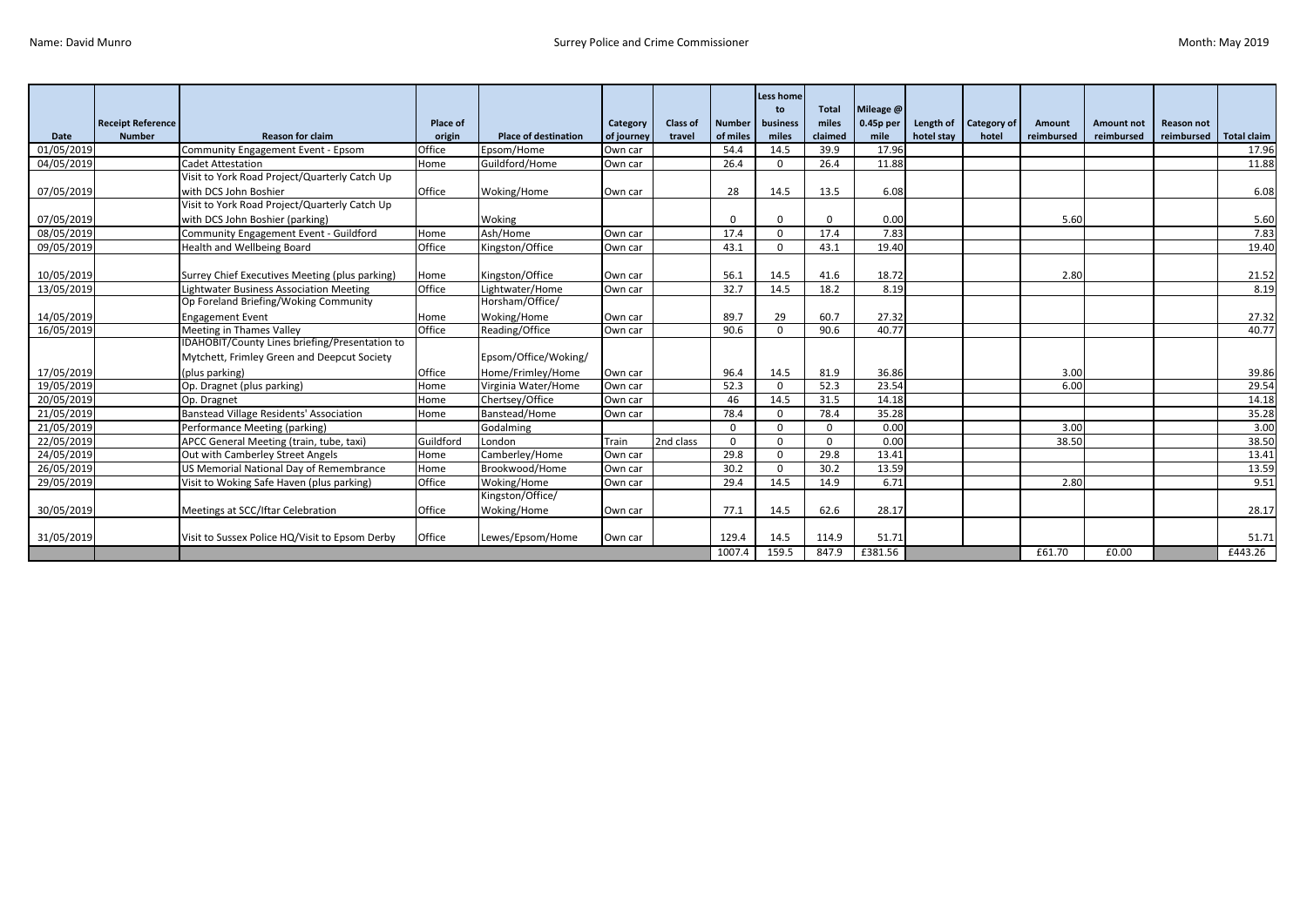Name: David Munro

Surrey Police and Crime Commissioner

Month: May 2019

| Date | Receipt Reference Number | Reason for claim | Place of origin | Place of destination | Category of journey | Class of travel | Number of miles | Less home to business miles | Total miles claimed | Mileage @ 0.45p per mile | Length of hotel stay | Category of hotel | Amount reimbursed | Amount not reimbursed | Reason not reimbursed | Total claim |
|---|---|---|---|---|---|---|---|---|---|---|---|---|---|---|---|---|
| 01/05/2019 | | Community Engagement Event - Epsom | Office | Epsom/Home | Own car | | 54.4 | 14.5 | 39.9 | 17.96 | | | | | | 17.96 |
| 04/05/2019 | | Cadet Attestation | Home | Guildford/Home | Own car | | 26.4 | 0 | 26.4 | 11.88 | | | | | | 11.88 |
| 07/05/2019 | | Visit to York Road Project/Quarterly Catch Up with DCS John Boshier | Office | Woking/Home | Own car | | 28 | 14.5 | 13.5 | 6.08 | | | | | | 6.08 |
| 07/05/2019 | | Visit to York Road Project/Quarterly Catch Up with DCS John Boshier (parking) | | Woking | | | 0 | 0 | 0 | 0.00 | | | 5.60 | | | 5.60 |
| 08/05/2019 | | Community Engagement Event - Guildford | Home | Ash/Home | Own car | | 17.4 | 0 | 17.4 | 7.83 | | | | | | 7.83 |
| 09/05/2019 | | Health and Wellbeing Board | Office | Kingston/Office | Own car | | 43.1 | 0 | 43.1 | 19.40 | | | | | | 19.40 |
| 10/05/2019 | | Surrey Chief Executives Meeting (plus parking) | Home | Kingston/Office | Own car | | 56.1 | 14.5 | 41.6 | 18.72 | | | 2.80 | | | 21.52 |
| 13/05/2019 | | Lightwater Business Association Meeting | Office | Lightwater/Home | Own car | | 32.7 | 14.5 | 18.2 | 8.19 | | | | | | 8.19 |
| 14/05/2019 | | Op Foreland Briefing/Woking Community Engagement Event | Home | Horsham/Office/ Woking/Home | Own car | | 89.7 | 29 | 60.7 | 27.32 | | | | | | 27.32 |
| 16/05/2019 | | Meeting in Thames Valley | Office | Reading/Office | Own car | | 90.6 | 0 | 90.6 | 40.77 | | | | | | 40.77 |
| 17/05/2019 | | IDAHOBIT/County Lines briefing/Presentation to Mytchett, Frimley Green and Deepcut Society (plus parking) | Office | Epsom/Office/Woking/ Home/Frimley/Home | Own car | | 96.4 | 14.5 | 81.9 | 36.86 | | | 3.00 | | | 39.86 |
| 19/05/2019 | | Op. Dragnet (plus parking) | Home | Virginia Water/Home | Own car | | 52.3 | 0 | 52.3 | 23.54 | | | 6.00 | | | 29.54 |
| 20/05/2019 | | Op. Dragnet | Home | Chertsey/Office | Own car | | 46 | 14.5 | 31.5 | 14.18 | | | | | | 14.18 |
| 21/05/2019 | | Banstead Village Residents' Association | Home | Banstead/Home | Own car | | 78.4 | 0 | 78.4 | 35.28 | | | | | | 35.28 |
| 21/05/2019 | | Performance Meeting (parking) | | Godalming | | | 0 | 0 | 0 | 0.00 | | | 3.00 | | | 3.00 |
| 22/05/2019 | | APCC General Meeting (train, tube, taxi) | Guildford | London | Train | 2nd class | 0 | 0 | 0 | 0.00 | | | 38.50 | | | 38.50 |
| 24/05/2019 | | Out with Camberley Street Angels | Home | Camberley/Home | Own car | | 29.8 | 0 | 29.8 | 13.41 | | | | | | 13.41 |
| 26/05/2019 | | US Memorial National Day of Remembrance | Home | Brookwood/Home | Own car | | 30.2 | 0 | 30.2 | 13.59 | | | | | | 13.59 |
| 29/05/2019 | | Visit to Woking Safe Haven (plus parking) | Office | Woking/Home | Own car | | 29.4 | 14.5 | 14.9 | 6.71 | | | 2.80 | | | 9.51 |
| 30/05/2019 | | Meetings at SCC/Iftar Celebration | Office | Kingston/Office/ Woking/Home | Own car | | 77.1 | 14.5 | 62.6 | 28.17 | | | | | | 28.17 |
| 31/05/2019 | | Visit to Sussex Police HQ/Visit to Epsom Derby | Office | Lewes/Epsom/Home | Own car | | 129.4 | 14.5 | 114.9 | 51.71 | | | | | | 51.71 |
| | | | | | | | 1007.4 | 159.5 | 847.9 | £381.56 | | | £61.70 | £0.00 | | £443.26 |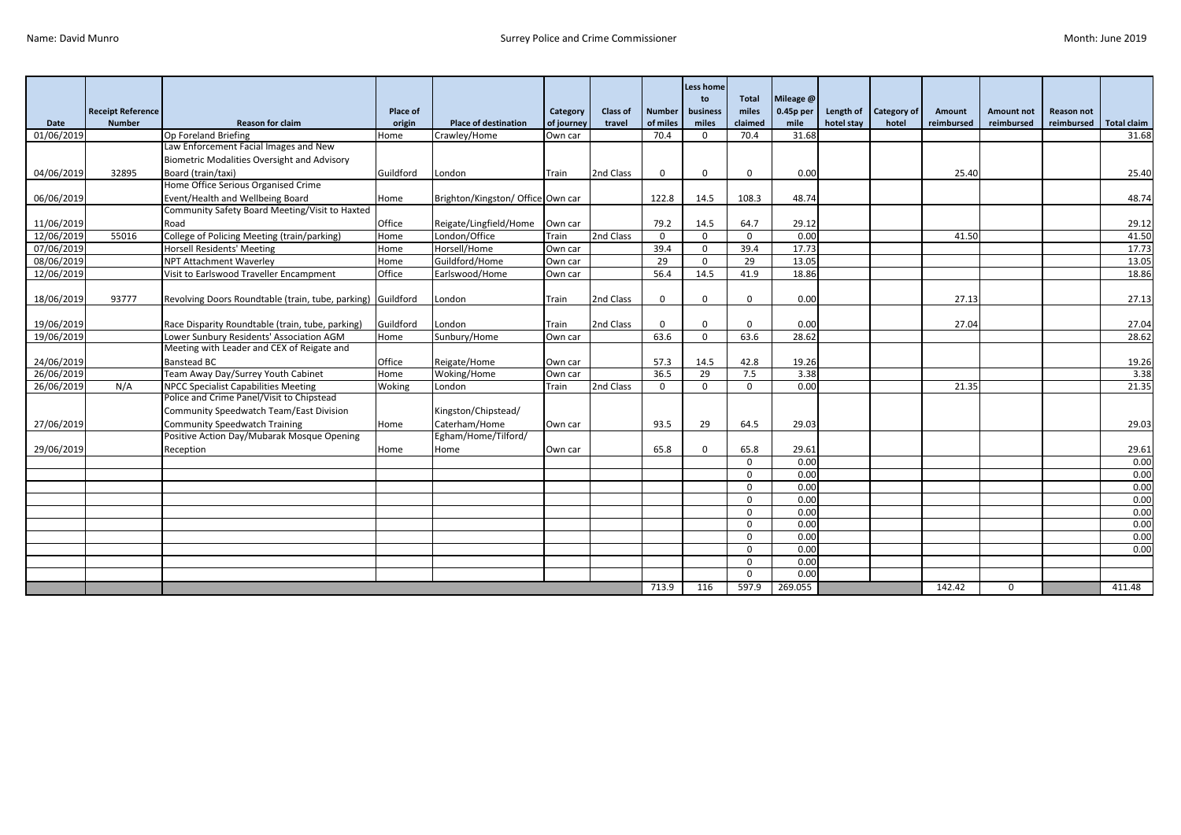Name: David Munro

Surrey Police and Crime Commissioner

Month: June 2019

| Date | Receipt Reference Number | Reason for claim | Place of origin | Place of destination | Category of journey | Class of travel | Number of miles | Less home to business miles | Total miles claimed | Mileage @ 0.45p per mile | Length of hotel stay | Category of hotel | Amount reimbursed | Amount not reimbursed | Reason not reimbursed | Total claim |
|---|---|---|---|---|---|---|---|---|---|---|---|---|---|---|---|---|
| 01/06/2019 | | Op Foreland Briefing | Home | Crawley/Home | Own car | | 70.4 | 0 | 70.4 | 31.68 | | | | | | 31.68 |
| 04/06/2019 | 32895 | Law Enforcement Facial Images and New Biometric Modalities Oversight and Advisory Board (train/taxi) | Guildford | London | Train | 2nd Class | 0 | 0 | 0 | 0.00 | | | 25.40 | | | 25.40 |
| 06/06/2019 | | Home Office Serious Organised Crime Event/Health and Wellbeing Board | Home | Brighton/Kingston/ Office | Own car | | 122.8 | 14.5 | 108.3 | 48.74 | | | | | | 48.74 |
| 11/06/2019 | | Community Safety Board Meeting/Visit to Haxted Road | Office | Reigate/Lingfield/Home | Own car | | 79.2 | 14.5 | 64.7 | 29.12 | | | | | | 29.12 |
| 12/06/2019 | 55016 | College of Policing Meeting (train/parking) | Home | London/Office | Train | 2nd Class | 0 | 0 | 0 | 0.00 | | | 41.50 | | | 41.50 |
| 07/06/2019 | | Horsell Residents' Meeting | Home | Horsell/Home | Own car | | 39.4 | 0 | 39.4 | 17.73 | | | | | | 17.73 |
| 08/06/2019 | | NPT Attachment Waverley | Home | Guildford/Home | Own car | | 29 | 0 | 29 | 13.05 | | | | | | 13.05 |
| 12/06/2019 | | Visit to Earlswood Traveller Encampment | Office | Earlswood/Home | Own car | | 56.4 | 14.5 | 41.9 | 18.86 | | | | | | 18.86 |
| 18/06/2019 | 93777 | Revolving Doors Roundtable (train, tube, parking) | Guildford | London | Train | 2nd Class | 0 | 0 | 0 | 0.00 | | | 27.13 | | | 27.13 |
| 19/06/2019 | | Race Disparity Roundtable (train, tube, parking) | Guildford | London | Train | 2nd Class | 0 | 0 | 0 | 0.00 | | | 27.04 | | | 27.04 |
| 19/06/2019 | | Lower Sunbury Residents' Association AGM | Home | Sunbury/Home | Own car | | 63.6 | 0 | 63.6 | 28.62 | | | | | | 28.62 |
| 24/06/2019 | | Meeting with Leader and CEX of Reigate and Banstead BC | Office | Reigate/Home | Own car | | 57.3 | 14.5 | 42.8 | 19.26 | | | | | | 19.26 |
| 26/06/2019 | | Team Away Day/Surrey Youth Cabinet | Home | Woking/Home | Own car | | 36.5 | 29 | 7.5 | 3.38 | | | | | | 3.38 |
| 26/06/2019 | N/A | NPCC Specialist Capabilities Meeting | Woking | London | Train | 2nd Class | 0 | 0 | 0 | 0.00 | | | 21.35 | | | 21.35 |
| 27/06/2019 | | Police and Crime Panel/Visit to Chipstead Community Speedwatch Team/East Division Community Speedwatch Training | Home | Kingston/Chipstead/ Caterham/Home | Own car | | 93.5 | 29 | 64.5 | 29.03 | | | | | | 29.03 |
| 29/06/2019 | | Positive Action Day/Mubarak Mosque Opening Reception | Home | Egham/Home/Tilford/ Home | Own car | | 65.8 | 0 | 65.8 | 29.61 | | | | | | 29.61 |
| | | | | | | | | | 0 | 0.00 | | | | | | 0.00 |
| | | | | | | | | | 0 | 0.00 | | | | | | 0.00 |
| | | | | | | | | | 0 | 0.00 | | | | | | 0.00 |
| | | | | | | | | | 0 | 0.00 | | | | | | 0.00 |
| | | | | | | | | | 0 | 0.00 | | | | | | 0.00 |
| | | | | | | | | | 0 | 0.00 | | | | | | 0.00 |
| | | | | | | | | | 0 | 0.00 | | | | | | 0.00 |
| | | | | | | | | | 0 | 0.00 | | | | | | 0.00 |
| | | | | | | | | | 0 | 0.00 | | | | | | |
| | | | | | | | | | 0 | 0.00 | | | | | | |
| | | | | | | | 713.9 | 116 | 597.9 | 269.055 | | | 142.42 | 0 | | 411.48 |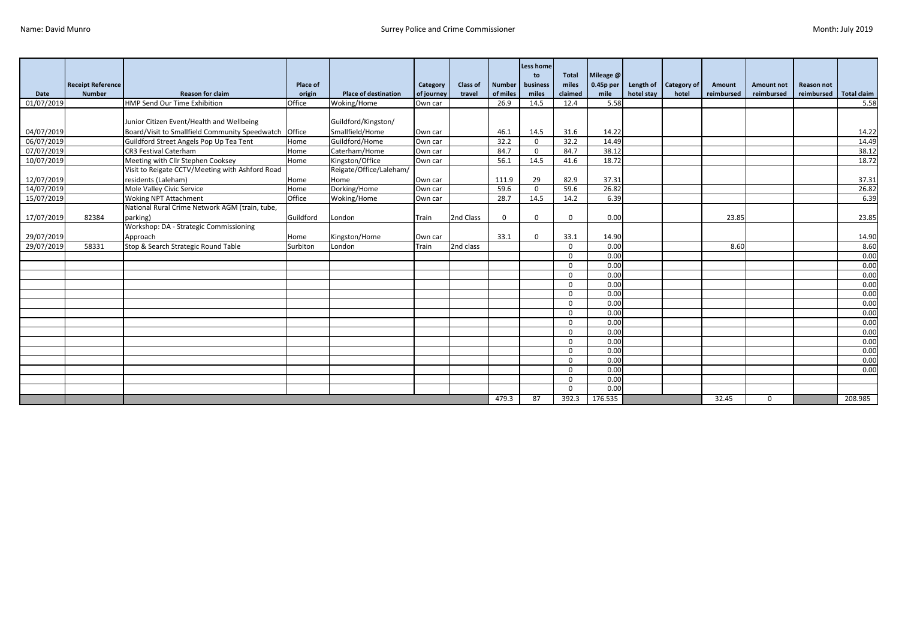Name: David Munro

Surrey Police and Crime Commissioner

Month: July 2019

| Date | Receipt Reference Number | Reason for claim | Place of origin | Place of destination | Category of journey | Class of travel | Number of miles | Less home to business miles | Total miles claimed | Mileage @ 0.45p per mile | Length of hotel stay | Category of hotel | Amount reimbursed | Amount not reimbursed | Reason not reimbursed | Total claim |
|---|---|---|---|---|---|---|---|---|---|---|---|---|---|---|---|---|
| 01/07/2019 | | HMP Send Our Time Exhibition | Office | Woking/Home | Own car | | 26.9 | 14.5 | 12.4 | 5.58 | | | | | | 5.58 |
| 04/07/2019 | | Junior Citizen Event/Health and Wellbeing Board/Visit to Smallfield Community Speedwatch | Office | Guildford/Kingston/ Smallfield/Home | Own car | | 46.1 | 14.5 | 31.6 | 14.22 | | | | | | 14.22 |
| 06/07/2019 | | Guildford Street Angels Pop Up Tea Tent | Home | Guildford/Home | Own car | | 32.2 | 0 | 32.2 | 14.49 | | | | | | 14.49 |
| 07/07/2019 | | CR3 Festival Caterham | Home | Caterham/Home | Own car | | 84.7 | 0 | 84.7 | 38.12 | | | | | | 38.12 |
| 10/07/2019 | | Meeting with Cllr Stephen Cooksey | Home | Kingston/Office | Own car | | 56.1 | 14.5 | 41.6 | 18.72 | | | | | | 18.72 |
| 12/07/2019 | | Visit to Reigate CCTV/Meeting with Ashford Road residents (Laleham) | Home | Reigate/Office/Laleham/ Home | Own car | | 111.9 | 29 | 82.9 | 37.31 | | | | | | 37.31 |
| 14/07/2019 | | Mole Valley Civic Service | Home | Dorking/Home | Own car | | 59.6 | 0 | 59.6 | 26.82 | | | | | | 26.82 |
| 15/07/2019 | | Woking NPT Attachment | Office | Woking/Home | Own car | | 28.7 | 14.5 | 14.2 | 6.39 | | | | | | 6.39 |
| 17/07/2019 | 82384 | National Rural Crime Network AGM (train, tube, parking) | Guildford | London | Train | 2nd Class | 0 | 0 | 0 | 0.00 | | | 23.85 | | | 23.85 |
| 29/07/2019 | | Workshop: DA - Strategic Commissioning Approach | Home | Kingston/Home | Own car | | 33.1 | 0 | 33.1 | 14.90 | | | | | | 14.90 |
| 29/07/2019 | 58331 | Stop & Search Strategic Round Table | Surbiton | London | Train | 2nd class | | | 0 | 0.00 | | | 8.60 | | | 8.60 |
| | | | | | | | | | 0 | 0.00 | | | | | | 0.00 |
| | | | | | | | | | 0 | 0.00 | | | | | | 0.00 |
| | | | | | | | | | 0 | 0.00 | | | | | | 0.00 |
| | | | | | | | | | 0 | 0.00 | | | | | | 0.00 |
| | | | | | | | | | 0 | 0.00 | | | | | | 0.00 |
| | | | | | | | | | 0 | 0.00 | | | | | | 0.00 |
| | | | | | | | | | 0 | 0.00 | | | | | | 0.00 |
| | | | | | | | | | 0 | 0.00 | | | | | | 0.00 |
| | | | | | | | | | 0 | 0.00 | | | | | | 0.00 |
| | | | | | | | | | 0 | 0.00 | | | | | | 0.00 |
| | | | | | | | | | 0 | 0.00 | | | | | | 0.00 |
| | | | | | | | | | 0 | 0.00 | | | | | | 0.00 |
| | | | | | | | | | 0 | 0.00 | | | | | | 0.00 |
| | | | | | | | | | 0 | 0.00 | | | | | | |
| | | | | | | | | | 0 | 0.00 | | | | | | |
| | | | | | | | 479.3 | 87 | 392.3 | 176.535 | | | 32.45 | 0 | | 208.985 |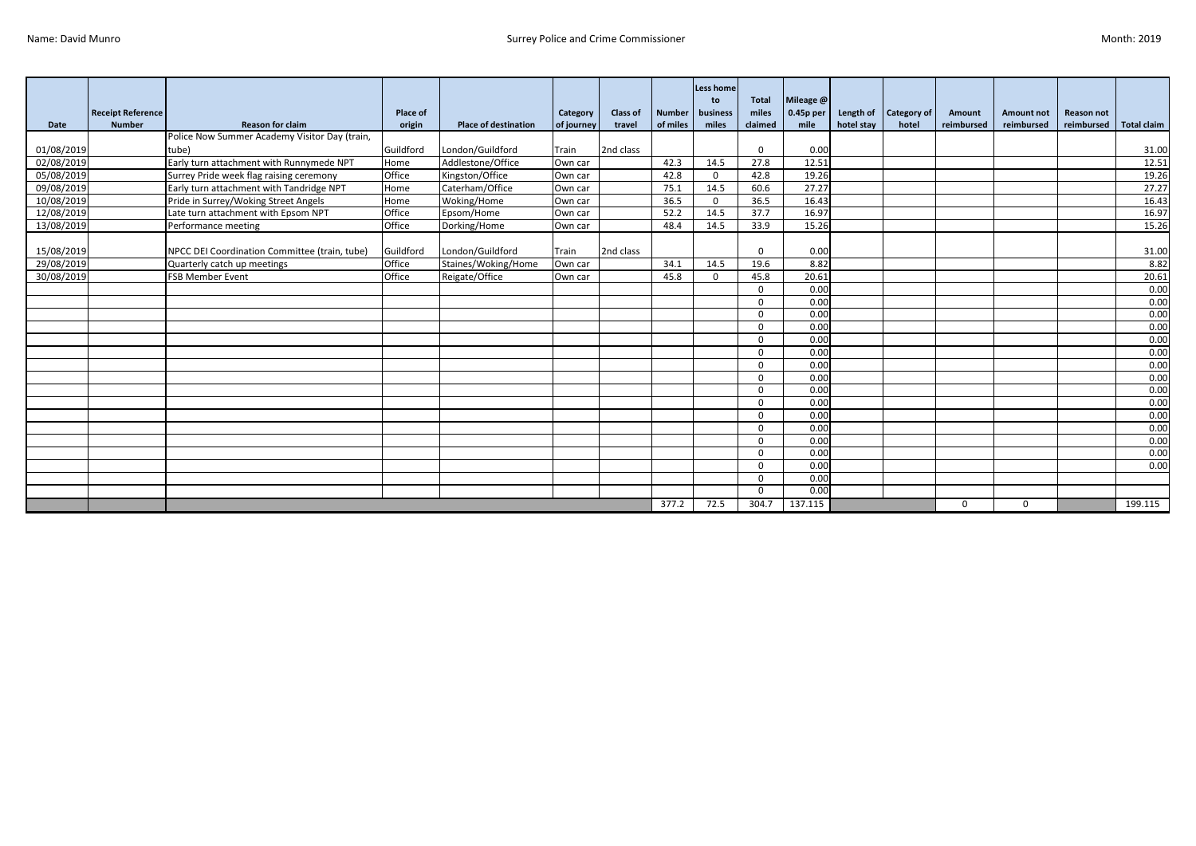Name: David Munro

Surrey Police and Crime Commissioner

Month: 2019

| Date | Receipt Reference Number | Reason for claim | Place of origin | Place of destination | Category of journey | Class of travel | Number of miles | Less home to business miles | Total miles claimed | Mileage @ 0.45p per mile | Length of hotel stay | Category of hotel | Amount reimbursed | Amount not reimbursed | Reason not reimbursed | Total claim |
|---|---|---|---|---|---|---|---|---|---|---|---|---|---|---|---|---|
| 01/08/2019 | | Police Now Summer Academy Visitor Day (train, tube) | Guildford | London/Guildford | Train | 2nd class | | | 0 | 0.00 | | | | | | 31.00 |
| 02/08/2019 | | Early turn attachment with Runnymede NPT | Home | Addlestone/Office | Own car | | 42.3 | 14.5 | 27.8 | 12.51 | | | | | | 12.51 |
| 05/08/2019 | | Surrey Pride week flag raising ceremony | Office | Kingston/Office | Own car | | 42.8 | 0 | 42.8 | 19.26 | | | | | | 19.26 |
| 09/08/2019 | | Early turn attachment with Tandridge NPT | Home | Caterham/Office | Own car | | 75.1 | 14.5 | 60.6 | 27.27 | | | | | | 27.27 |
| 10/08/2019 | | Pride in Surrey/Woking Street Angels | Home | Woking/Home | Own car | | 36.5 | 0 | 36.5 | 16.43 | | | | | | 16.43 |
| 12/08/2019 | | Late turn attachment with Epsom NPT | Office | Epsom/Home | Own car | | 52.2 | 14.5 | 37.7 | 16.97 | | | | | | 16.97 |
| 13/08/2019 | | Performance meeting | Office | Dorking/Home | Own car | | 48.4 | 14.5 | 33.9 | 15.26 | | | | | | 15.26 |
| 15/08/2019 | | NPCC DEI Coordination Committee (train, tube) | Guildford | London/Guildford | Train | 2nd class | | | 0 | 0.00 | | | | | | 31.00 |
| 29/08/2019 | | Quarterly catch up meetings | Office | Staines/Woking/Home | Own car | | 34.1 | 14.5 | 19.6 | 8.82 | | | | | | 8.82 |
| 30/08/2019 | | FSB Member Event | Office | Reigate/Office | Own car | | 45.8 | 0 | 45.8 | 20.61 | | | | | | 20.61 |
| | | | | | | | | | 0 | 0.00 | | | | | | 0.00 |
| | | | | | | | | | 0 | 0.00 | | | | | | 0.00 |
| | | | | | | | | | 0 | 0.00 | | | | | | 0.00 |
| | | | | | | | | | 0 | 0.00 | | | | | | 0.00 |
| | | | | | | | | | 0 | 0.00 | | | | | | 0.00 |
| | | | | | | | | | 0 | 0.00 | | | | | | 0.00 |
| | | | | | | | | | 0 | 0.00 | | | | | | 0.00 |
| | | | | | | | | | 0 | 0.00 | | | | | | 0.00 |
| | | | | | | | | | 0 | 0.00 | | | | | | 0.00 |
| | | | | | | | | | 0 | 0.00 | | | | | | 0.00 |
| | | | | | | | | | 0 | 0.00 | | | | | | 0.00 |
| | | | | | | | | | 0 | 0.00 | | | | | | 0.00 |
| | | | | | | | | | 0 | 0.00 | | | | | | 0.00 |
| | | | | | | | | | 0 | 0.00 | | | | | | 0.00 |
| | | | | | | | | | 0 | 0.00 | | | | | | 0.00 |
| | | | | | | | | | 0 | 0.00 | | | | | | |
| | | | | | | | | | 0 | 0.00 | | | | | | |
| | | | | | | | 377.2 | 72.5 | 304.7 | 137.115 | | | 0 | 0 | | 199.115 |